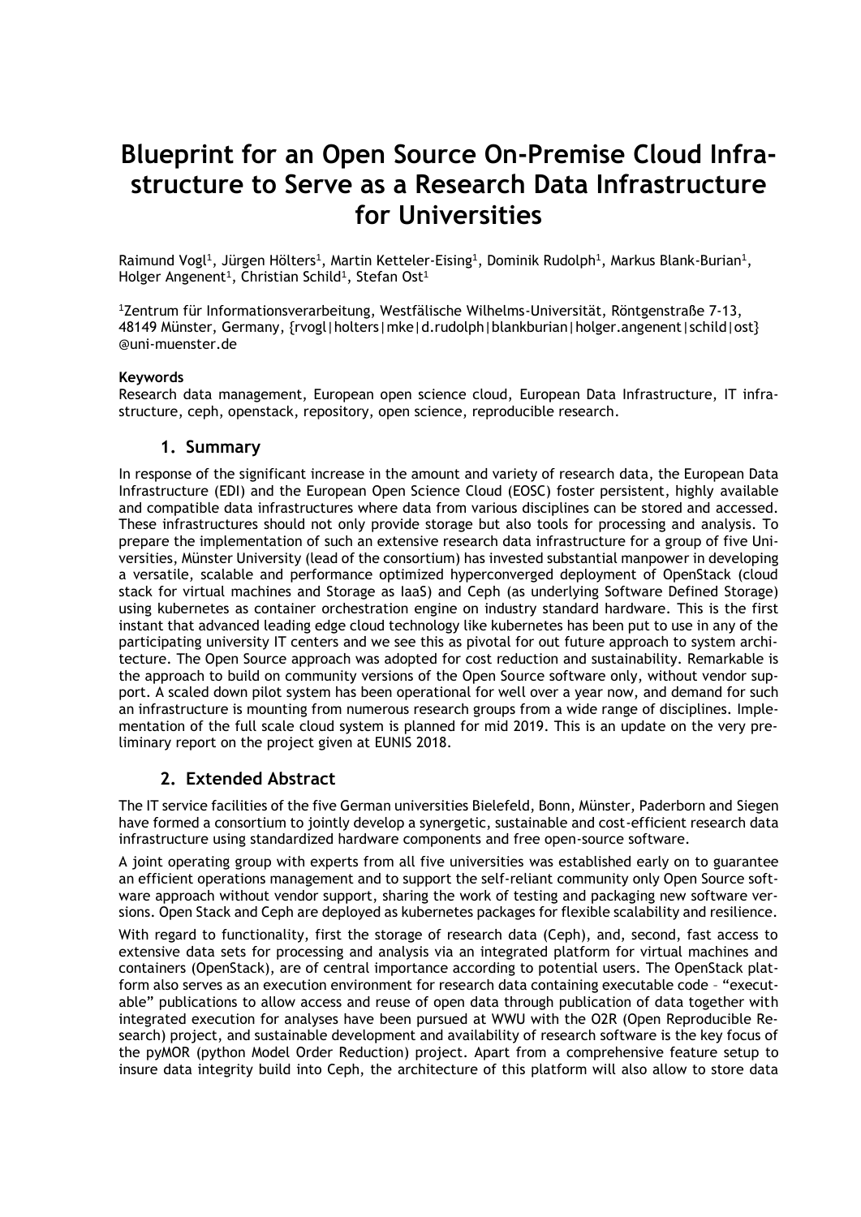# Blueprint for an Open Source On-Premise Cloud Infrastructure to Serve as a Research Data Infrastructure for Universities

Raimund Vogl[1], Jürgen Hölters[1], Martin Ketteler-Eising[1], Dominik Rudolph[1], Markus Blank-Burian[1], Holger Angenent[1], Christian Schild[1], Stefan Ost[1]

[1]Zentrum für Informationsverarbeitung, Westfälische Wilhelms-Universität, Röntgenstraße 7-13, 48149 Münster, Germany, {rvogl|holters|mke|d.rudolph|blankburian|holger.angenent|schild|ost}@uni-muenster.de

**Keywords**

Research data management, European open science cloud, European Data Infrastructure, IT infrastructure, ceph, openstack, repository, open science, reproducible research.

## 1. Summary

In response of the significant increase in the amount and variety of research data, the European Data Infrastructure (EDI) and the European Open Science Cloud (EOSC) foster persistent, highly available and compatible data infrastructures where data from various disciplines can be stored and accessed. These infrastructures should not only provide storage but also tools for processing and analysis. To prepare the implementation of such an extensive research data infrastructure for a group of five Universities, Münster University (lead of the consortium) has invested substantial manpower in developing a versatile, scalable and performance optimized hyperconverged deployment of OpenStack (cloud stack for virtual machines and Storage as IaaS) and Ceph (as underlying Software Defined Storage) using kubernetes as container orchestration engine on industry standard hardware. This is the first instant that advanced leading edge cloud technology like kubernetes has been put to use in any of the participating university IT centers and we see this as pivotal for out future approach to system architecture. The Open Source approach was adopted for cost reduction and sustainability. Remarkable is the approach to build on community versions of the Open Source software only, without vendor support. A scaled down pilot system has been operational for well over a year now, and demand for such an infrastructure is mounting from numerous research groups from a wide range of disciplines. Implementation of the full scale cloud system is planned for mid 2019. This is an update on the very preliminary report on the project given at EUNIS 2018.

## 2. Extended Abstract

The IT service facilities of the five German universities Bielefeld, Bonn, Münster, Paderborn and Siegen have formed a consortium to jointly develop a synergetic, sustainable and cost-efficient research data infrastructure using standardized hardware components and free open-source software.

A joint operating group with experts from all five universities was established early on to guarantee an efficient operations management and to support the self-reliant community only Open Source software approach without vendor support, sharing the work of testing and packaging new software versions. Open Stack and Ceph are deployed as kubernetes packages for flexible scalability and resilience.

With regard to functionality, first the storage of research data (Ceph), and, second, fast access to extensive data sets for processing and analysis via an integrated platform for virtual machines and containers (OpenStack), are of central importance according to potential users. The OpenStack platform also serves as an execution environment for research data containing executable code – "executable" publications to allow access and reuse of open data through publication of data together with integrated execution for analyses have been pursued at WWU with the O2R (Open Reproducible Research) project, and sustainable development and availability of research software is the key focus of the pyMOR (python Model Order Reduction) project. Apart from a comprehensive feature setup to insure data integrity build into Ceph, the architecture of this platform will also allow to store data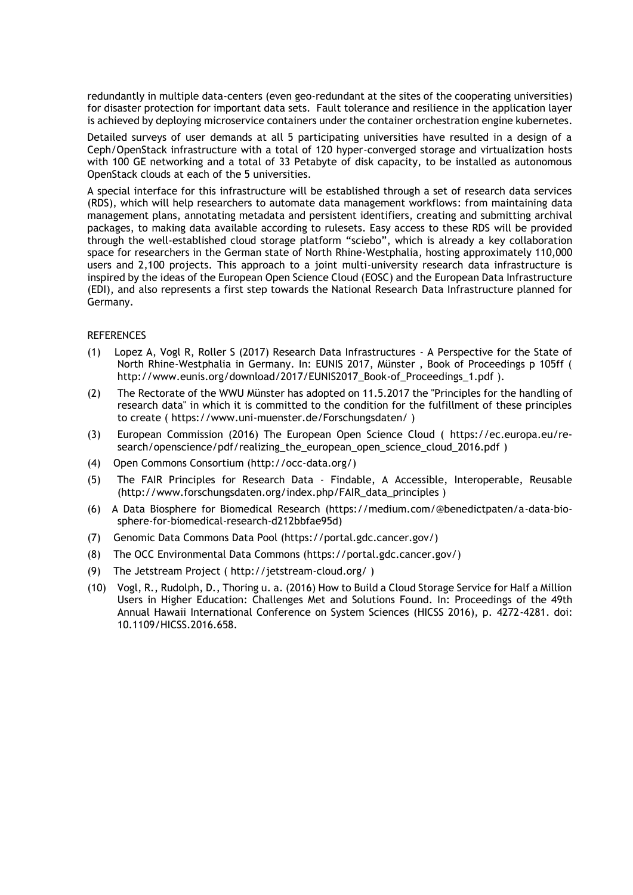redundantly in multiple data-centers (even geo-redundant at the sites of the cooperating universities) for disaster protection for important data sets. Fault tolerance and resilience in the application layer is achieved by deploying microservice containers under the container orchestration engine kubernetes.

Detailed surveys of user demands at all 5 participating universities have resulted in a design of a Ceph/OpenStack infrastructure with a total of 120 hyper-converged storage and virtualization hosts with 100 GE networking and a total of 33 Petabyte of disk capacity, to be installed as autonomous OpenStack clouds at each of the 5 universities.

A special interface for this infrastructure will be established through a set of research data services (RDS), which will help researchers to automate data management workflows: from maintaining data management plans, annotating metadata and persistent identifiers, creating and submitting archival packages, to making data available according to rulesets. Easy access to these RDS will be provided through the well-established cloud storage platform "sciebo", which is already a key collaboration space for researchers in the German state of North Rhine-Westphalia, hosting approximately 110,000 users and 2,100 projects. This approach to a joint multi-university research data infrastructure is inspired by the ideas of the European Open Science Cloud (EOSC) and the European Data Infrastructure (EDI), and also represents a first step towards the National Research Data Infrastructure planned for Germany.

## REFERENCES

(1) Lopez A, Vogl R, Roller S (2017) Research Data Infrastructures - A Perspective for the State of North Rhine-Westphalia in Germany. In: EUNIS 2017, Münster , Book of Proceedings p 105ff ( http://www.eunis.org/download/2017/EUNIS2017_Book-of_Proceedings_1.pdf ).

(2) The Rectorate of the WWU Münster has adopted on 11.5.2017 the "Principles for the handling of research data" in which it is committed to the condition for the fulfillment of these principles to create ( https://www.uni-muenster.de/Forschungsdaten/ )

(3) European Commission (2016) The European Open Science Cloud ( https://ec.europa.eu/research/openscience/pdf/realizing_the_european_open_science_cloud_2016.pdf )

(4) Open Commons Consortium (http://occ-data.org/)

(5) The FAIR Principles for Research Data - Findable, A Accessible, Interoperable, Reusable (http://www.forschungsdaten.org/index.php/FAIR_data_principles )

(6) A Data Biosphere for Biomedical Research (https://medium.com/@benedictpaten/a-data-biosphere-for-biomedical-research-d212bbfae95d)

(7) Genomic Data Commons Data Pool (https://portal.gdc.cancer.gov/)

(8) The OCC Environmental Data Commons (https://portal.gdc.cancer.gov/)

(9) The Jetstream Project ( http://jetstream-cloud.org/ )

(10) Vogl, R., Rudolph, D., Thoring u. a. (2016) How to Build a Cloud Storage Service for Half a Million Users in Higher Education: Challenges Met and Solutions Found. In: Proceedings of the 49th Annual Hawaii International Conference on System Sciences (HICSS 2016), p. 4272-4281. doi: 10.1109/HICSS.2016.658.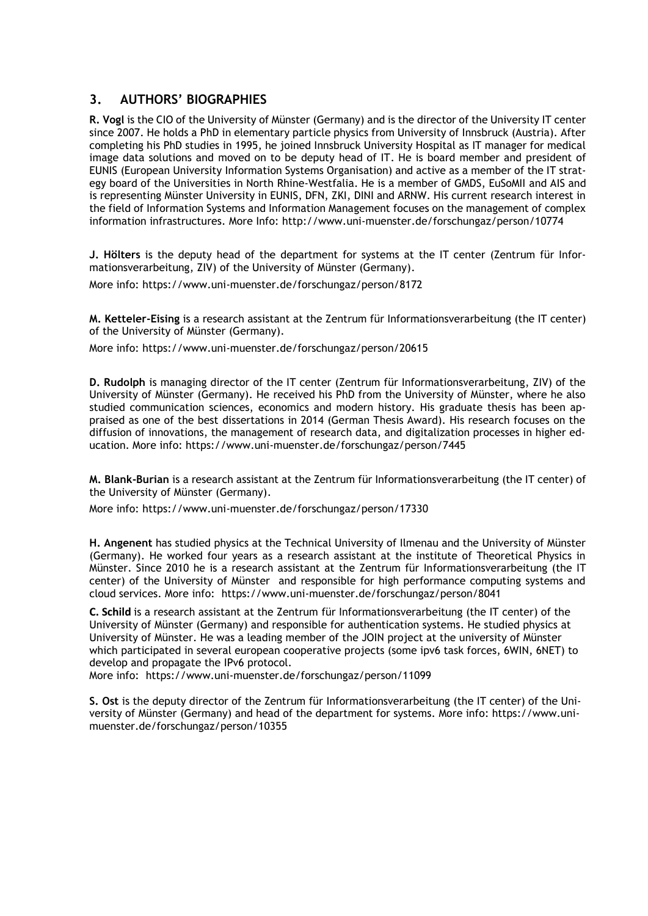## 3. AUTHORS' BIOGRAPHIES

**R. Vogl** is the CIO of the University of Münster (Germany) and is the director of the University IT center since 2007. He holds a PhD in elementary particle physics from University of Innsbruck (Austria). After completing his PhD studies in 1995, he joined Innsbruck University Hospital as IT manager for medical image data solutions and moved on to be deputy head of IT. He is board member and president of EUNIS (European University Information Systems Organisation) and active as a member of the IT strategy board of the Universities in North Rhine-Westfalia. He is a member of GMDS, EuSoMII and AIS and is representing Münster University in EUNIS, DFN, ZKI, DINI and ARNW. His current research interest in the field of Information Systems and Information Management focuses on the management of complex information infrastructures. More Info: http://www.uni-muenster.de/forschungaz/person/10774

**J. Hölters** is the deputy head of the department for systems at the IT center (Zentrum für Informationsverarbeitung, ZIV) of the University of Münster (Germany).

More info: https://www.uni-muenster.de/forschungaz/person/8172

**M. Ketteler-Eising** is a research assistant at the Zentrum für Informationsverarbeitung (the IT center) of the University of Münster (Germany).

More info: https://www.uni-muenster.de/forschungaz/person/20615

**D. Rudolph** is managing director of the IT center (Zentrum für Informationsverarbeitung, ZIV) of the University of Münster (Germany). He received his PhD from the University of Münster, where he also studied communication sciences, economics and modern history. His graduate thesis has been appraised as one of the best dissertations in 2014 (German Thesis Award). His research focuses on the diffusion of innovations, the management of research data, and digitalization processes in higher education. More info: https://www.uni-muenster.de/forschungaz/person/7445

**M. Blank-Burian** is a research assistant at the Zentrum für Informationsverarbeitung (the IT center) of the University of Münster (Germany).

More info: https://www.uni-muenster.de/forschungaz/person/17330

**H. Angenent** has studied physics at the Technical University of Ilmenau and the University of Münster (Germany). He worked four years as a research assistant at the institute of Theoretical Physics in Münster. Since 2010 he is a research assistant at the Zentrum für Informationsverarbeitung (the IT center) of the University of Münster and responsible for high performance computing systems and cloud services. More info: https://www.uni-muenster.de/forschungaz/person/8041

**C. Schild** is a research assistant at the Zentrum für Informationsverarbeitung (the IT center) of the University of Münster (Germany) and responsible for authentication systems. He studied physics at University of Münster. He was a leading member of the JOIN project at the university of Münster which participated in several european cooperative projects (some ipv6 task forces, 6WIN, 6NET) to develop and propagate the IPv6 protocol.
More info: https://www.uni-muenster.de/forschungaz/person/11099

**S. Ost** is the deputy director of the Zentrum für Informationsverarbeitung (the IT center) of the University of Münster (Germany) and head of the department for systems. More info: https://www.uni-muenster.de/forschungaz/person/10355